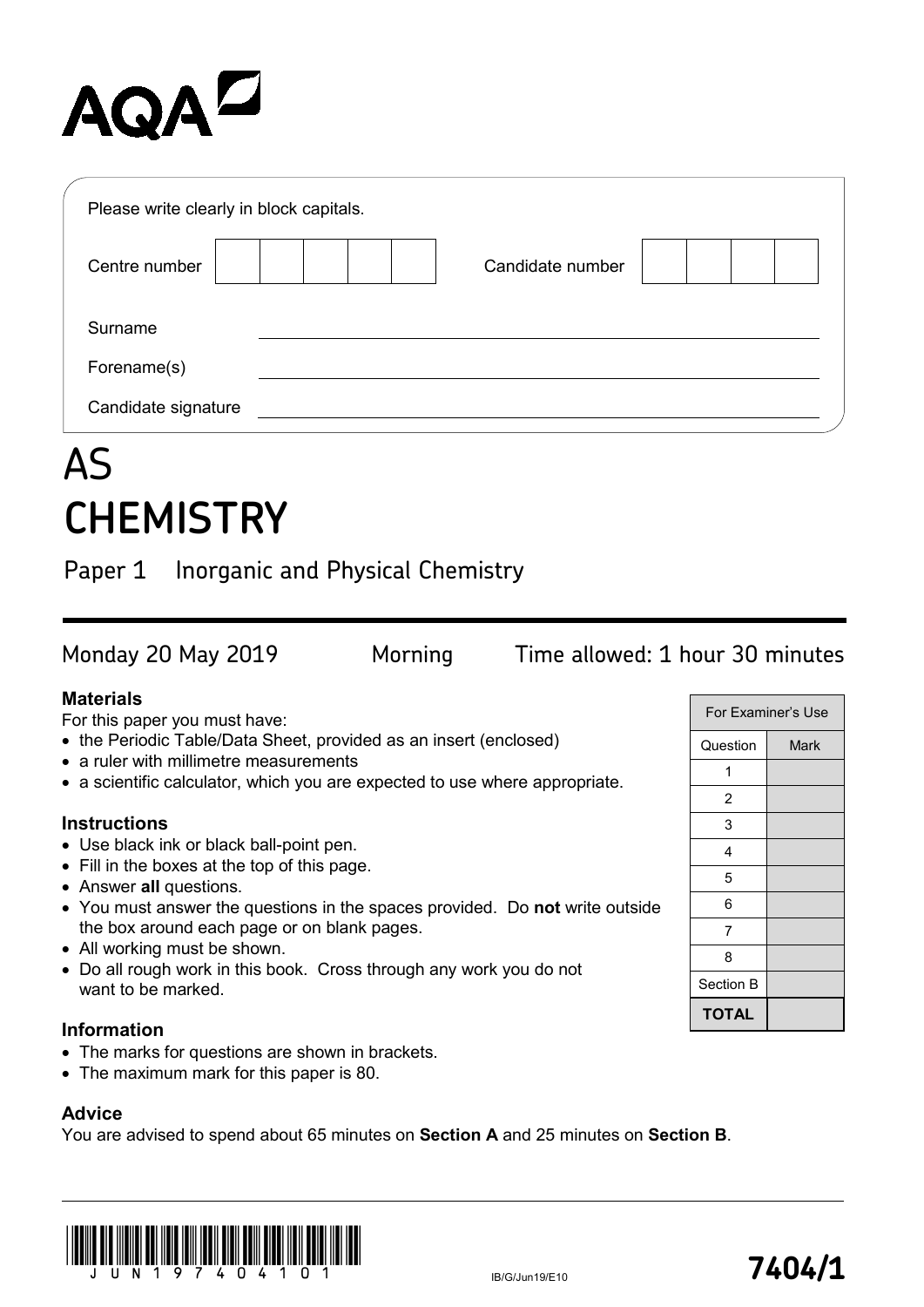AQA

Please write clearly in block capitals.

| Centre number | | | | | | Candidate number | | | | |
|---|---|---|---|---|---|---|---|---|---|---|

Surname ____________________

Forename(s) ____________________

Candidate signature ____________________

# AS
# CHEMISTRY

## Paper 1 Inorganic and Physical Chemistry

Monday 20 May 2019 Morning Time allowed: 1 hour 30 minutes

### Materials

For this paper you must have:

- the Periodic Table/Data Sheet, provided as an insert (enclosed)
- a ruler with millimetre measurements
- a scientific calculator, which you are expected to use where appropriate.

### Instructions

- Use black ink or black ball-point pen.
- Fill in the boxes at the top of this page.
- Answer **all** questions.
- You must answer the questions in the spaces provided. Do **not** write outside the box around each page or on blank pages.
- All working must be shown.
- Do all rough work in this book. Cross through any work you do not want to be marked.

### Information

- The marks for questions are shown in brackets.
- The maximum mark for this paper is 80.

### Advice

You are advised to spend about 65 minutes on **Section A** and 25 minutes on **Section B**.

| For Examiner's Use | |
|---|---|
| Question | Mark |
| 1 | |
| 2 | |
| 3 | |
| 4 | |
| 5 | |
| 6 | |
| 7 | |
| 8 | |
| Section B | |
| **TOTAL** | |

J U N 1 9 7 4 0 4 1 0 1

IB/G/Jun19/E10

**7404/1**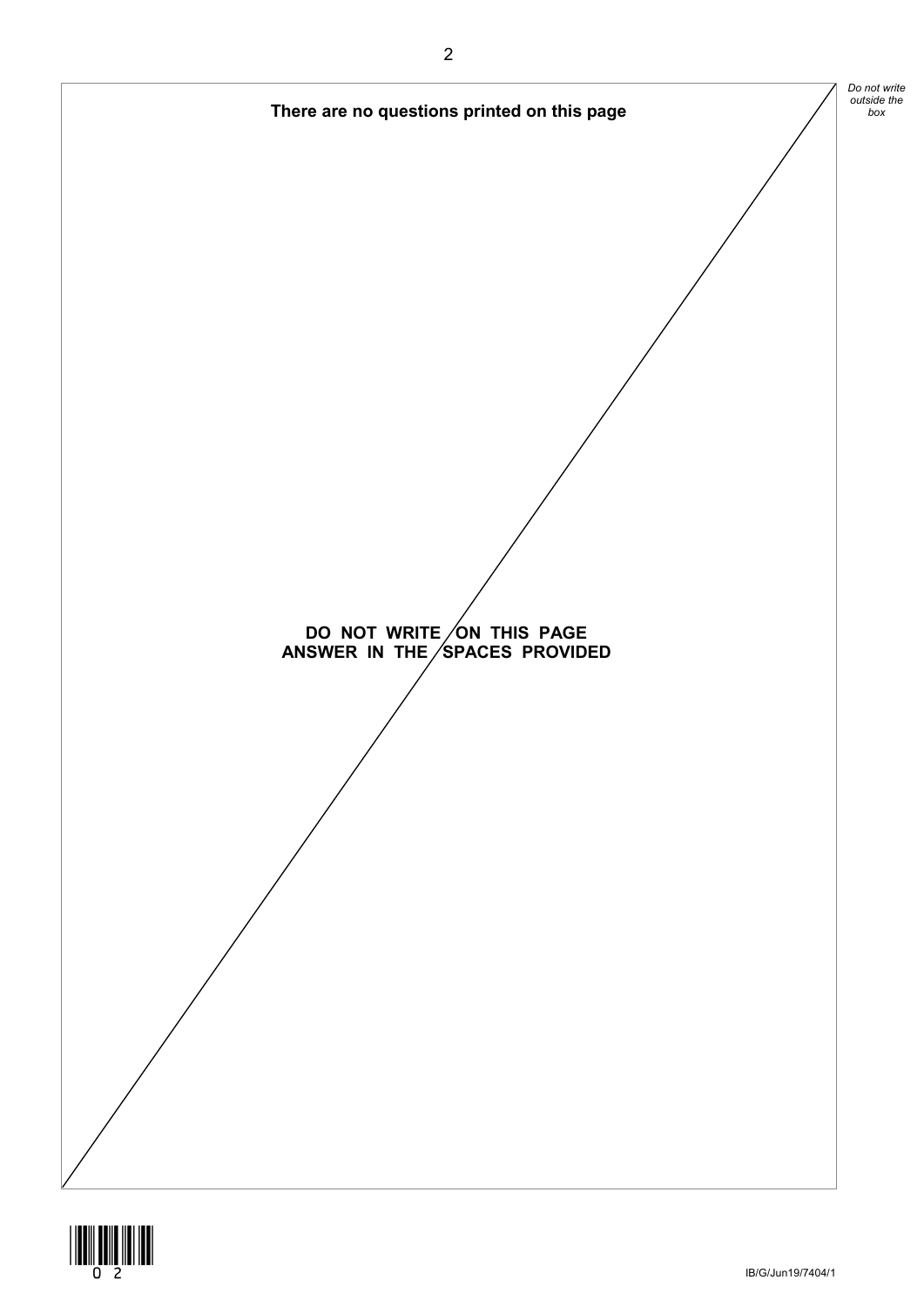**There are no questions printed on this page**

**DO NOT WRITE ON THIS PAGE**
**ANSWER IN THE SPACES PROVIDED**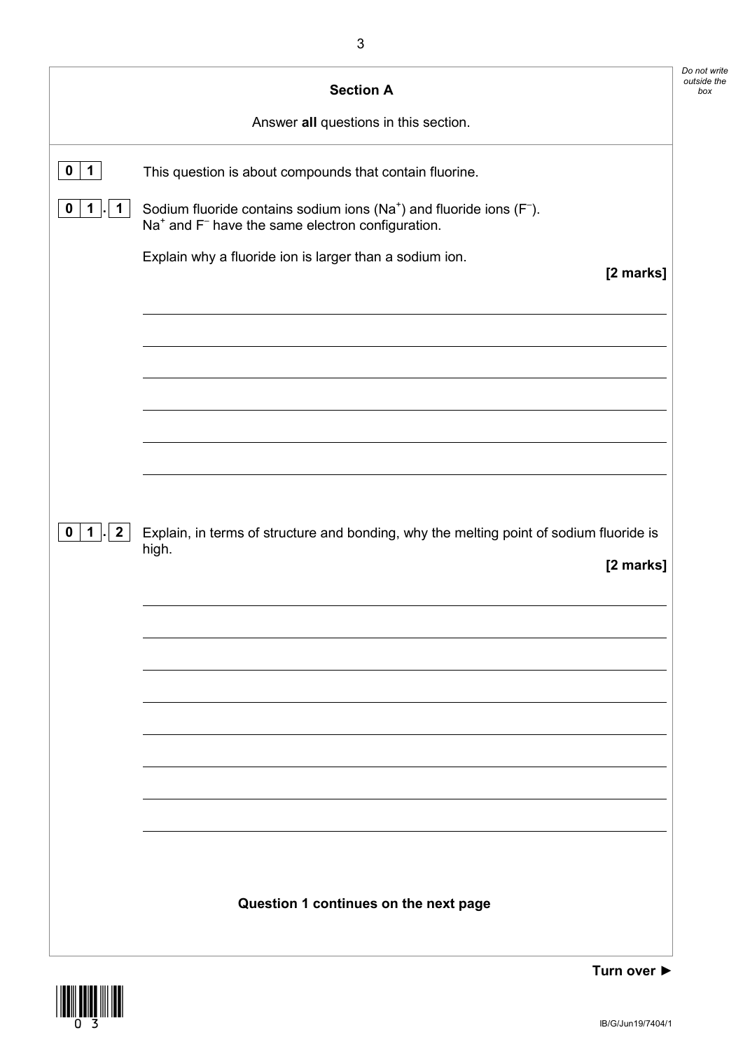## Section A

Answer **all** questions in this section.

**0 1** This question is about compounds that contain fluorine.

**0 1 . 1** Sodium fluoride contains sodium ions ($Na^+$) and fluoride ions ($F^-$).
$Na^+$ and $F^-$ have the same electron configuration.

Explain why a fluoride ion is larger than a sodium ion.

**[2 marks]**

**0 1 . 2** Explain, in terms of structure and bonding, why the melting point of sodium fluoride is high.

**[2 marks]**

**Question 1 continues on the next page**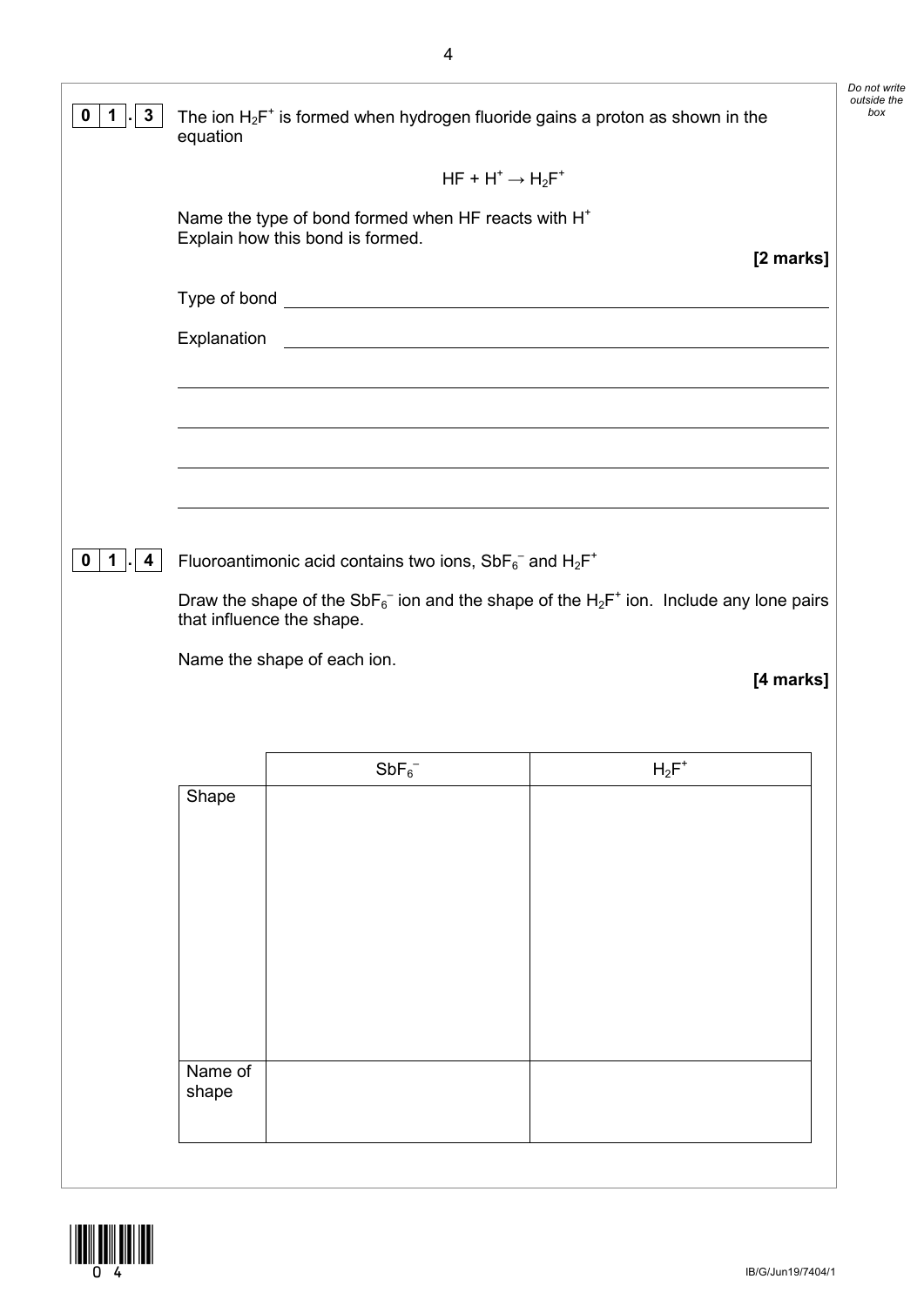**0 1 . 3** The ion $H_2F^+$ is formed when hydrogen fluoride gains a proton as shown in the equation

$$HF + H^+ \rightarrow H_2F^+$$

Name the type of bond formed when HF reacts with $H^+$
Explain how this bond is formed.

**[2 marks]**

Type of bond ______________________________________________

Explanation ______________________________________________

______________________________________________

______________________________________________

______________________________________________

______________________________________________

**0 1 . 4** Fluoroantimonic acid contains two ions, $SbF_6^-$ and $H_2F^+$

Draw the shape of the $SbF_6^-$ ion and the shape of the $H_2F^+$ ion. Include any lone pairs that influence the shape.

Name the shape of each ion.

**[4 marks]**

| | $SbF_6^-$ | $H_2F^+$ |
|---|---|---|
| Shape | | |
| Name of shape | | |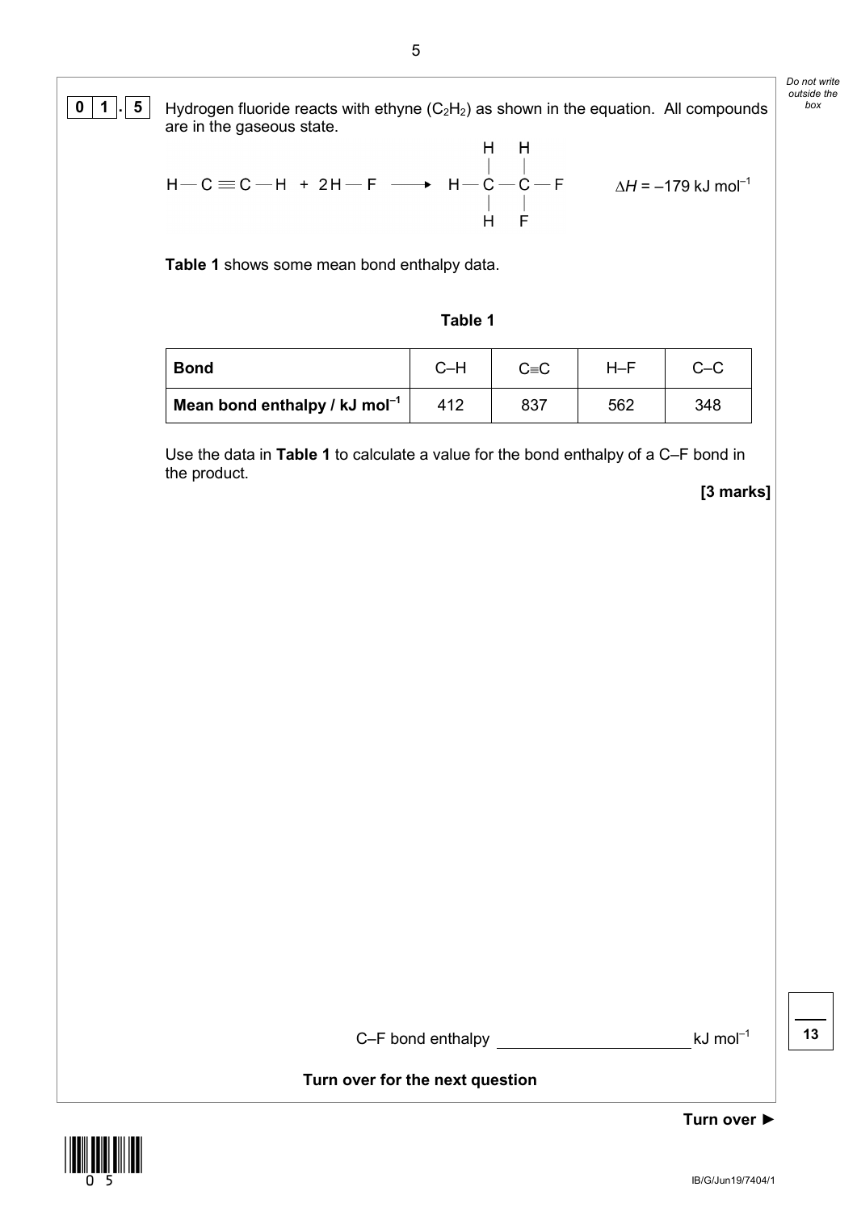**0 1 . 5** Hydrogen fluoride reacts with ethyne ($C_2H_2$) as shown in the equation. All compounds are in the gaseous state.

$$H-C\equiv C-H \; + \; 2H-F \longrightarrow H-\overset{\displaystyle H}{\underset{\displaystyle H}{\overset{|}{\underset{|}{C}}}}-\overset{\displaystyle H}{\underset{\displaystyle F}{\overset{|}{\underset{|}{C}}}}-F \qquad \Delta H = -179 \text{ kJ mol}^{-1}$$

**Table 1** shows some mean bond enthalpy data.

**Table 1**

| **Bond** | C–H | C≡C | H–F | C–C |
|---|---|---|---|---|
| **Mean bond enthalpy / kJ mol$^{-1}$** | 412 | 837 | 562 | 348 |

Use the data in **Table 1** to calculate a value for the bond enthalpy of a C–F bond in the product.

**[3 marks]**

C–F bond enthalpy ______________________ kJ mol$^{-1}$

**Turn over for the next question**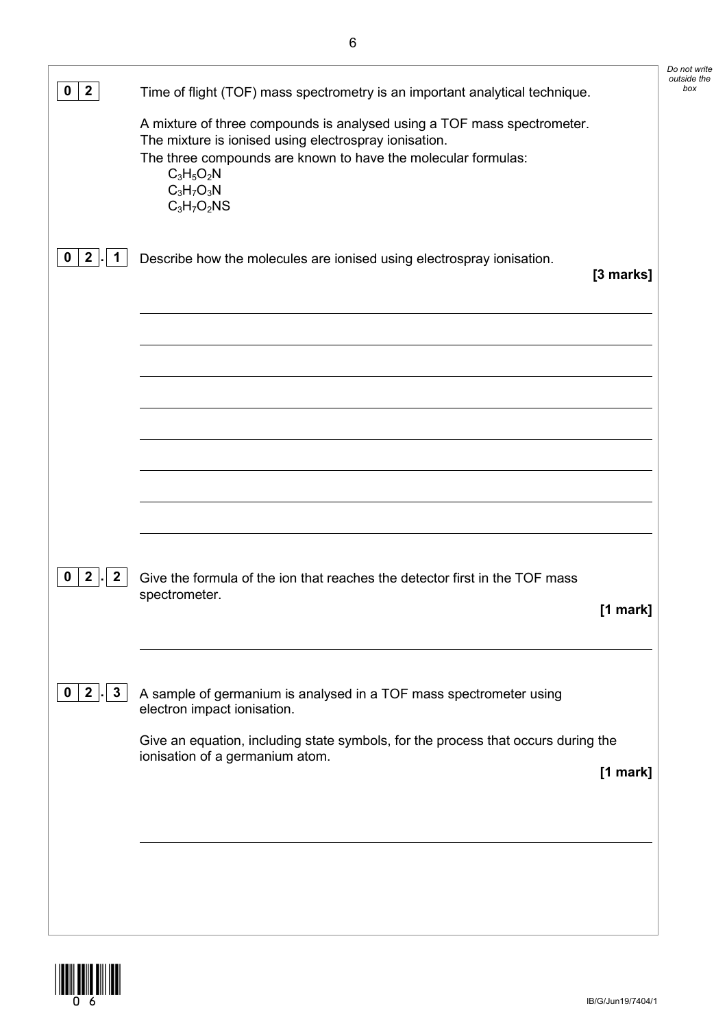**0 2** Time of flight (TOF) mass spectrometry is an important analytical technique.

A mixture of three compounds is analysed using a TOF mass spectrometer.
The mixture is ionised using electrospray ionisation.
The three compounds are known to have the molecular formulas:

$C_3H_5O_2N$
$C_3H_7O_3N$
$C_3H_7O_2NS$

**0 2 . 1** Describe how the molecules are ionised using electrospray ionisation.

**[3 marks]**

**0 2 . 2** Give the formula of the ion that reaches the detector first in the TOF mass spectrometer.

**[1 mark]**

**0 2 . 3** A sample of germanium is analysed in a TOF mass spectrometer using electron impact ionisation.

Give an equation, including state symbols, for the process that occurs during the ionisation of a germanium atom.

**[1 mark]**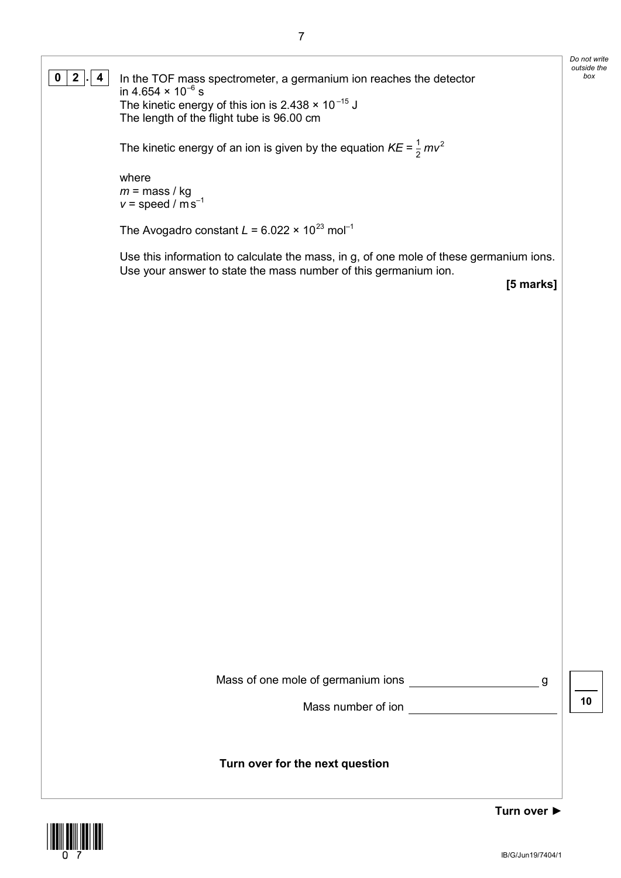**0 2 . 4** In the TOF mass spectrometer, a germanium ion reaches the detector in $4.654 \times 10^{-6}$ s

The kinetic energy of this ion is $2.438 \times 10^{-15}$ J

The length of the flight tube is 96.00 cm

The kinetic energy of an ion is given by the equation $KE = \frac{1}{2}mv^2$

where

$m$ = mass / kg

$v$ = speed / m s$^{-1}$

The Avogadro constant $L = 6.022 \times 10^{23}$ mol$^{-1}$

Use this information to calculate the mass, in g, of one mole of these germanium ions.
Use your answer to state the mass number of this germanium ion.

**[5 marks]**

Mass of one mole of germanium ions \_\_\_\_\_\_\_\_\_\_\_\_\_\_\_\_\_\_\_\_ g

Mass number of ion \_\_\_\_\_\_\_\_\_\_\_\_\_\_\_\_\_\_\_\_

**Turn over for the next question**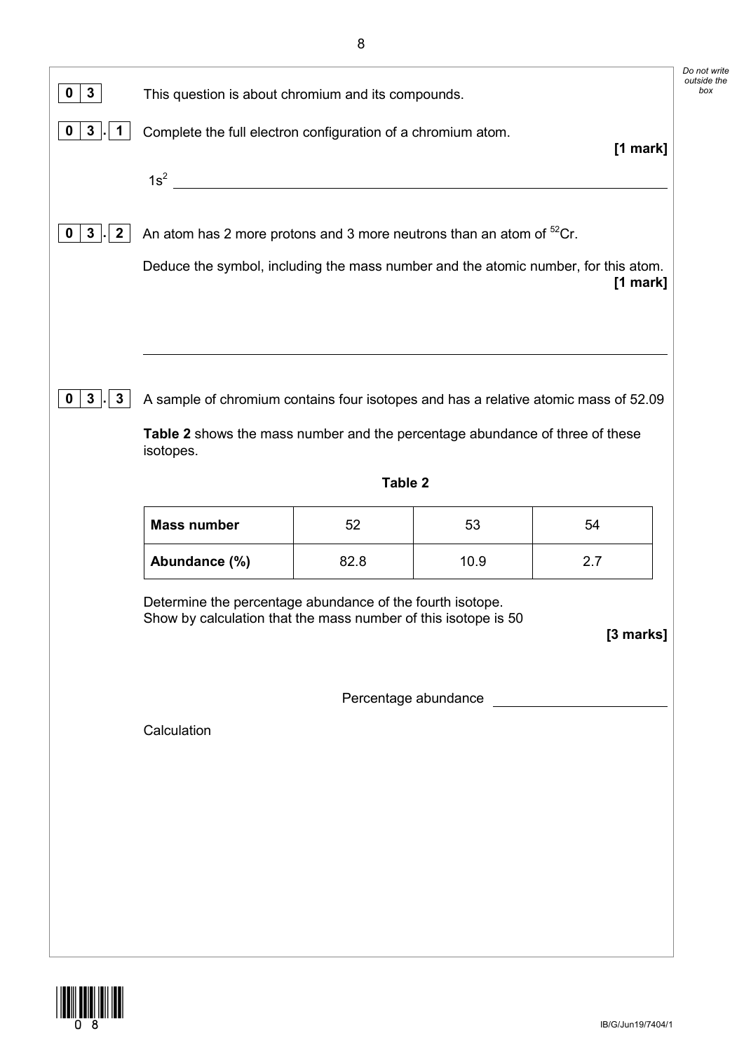**0 3** This question is about chromium and its compounds.

**0 3 . 1** Complete the full electron configuration of a chromium atom.

**[1 mark]**

$1s^2$ \_\_\_\_\_\_\_\_\_\_\_\_\_\_\_\_\_\_\_\_\_\_\_\_\_\_\_\_\_\_\_\_\_\_\_\_\_\_\_\_

**0 3 . 2** An atom has 2 more protons and 3 more neutrons than an atom of $^{52}Cr$.

Deduce the symbol, including the mass number and the atomic number, for this atom.

**[1 mark]**

\_\_\_\_\_\_\_\_\_\_\_\_\_\_\_\_\_\_\_\_\_\_\_\_\_\_\_\_\_\_\_\_\_\_\_\_\_\_\_\_

**0 3 . 3** A sample of chromium contains four isotopes and has a relative atomic mass of 52.09

**Table 2** shows the mass number and the percentage abundance of three of these isotopes.

**Table 2**

| **Mass number** | 52 | 53 | 54 |
|---|---|---|---|
| **Abundance (%)** | 82.8 | 10.9 | 2.7 |

Determine the percentage abundance of the fourth isotope.
Show by calculation that the mass number of this isotope is 50

**[3 marks]**

Percentage abundance \_\_\_\_\_\_\_\_\_\_\_\_\_\_\_\_\_\_\_\_

Calculation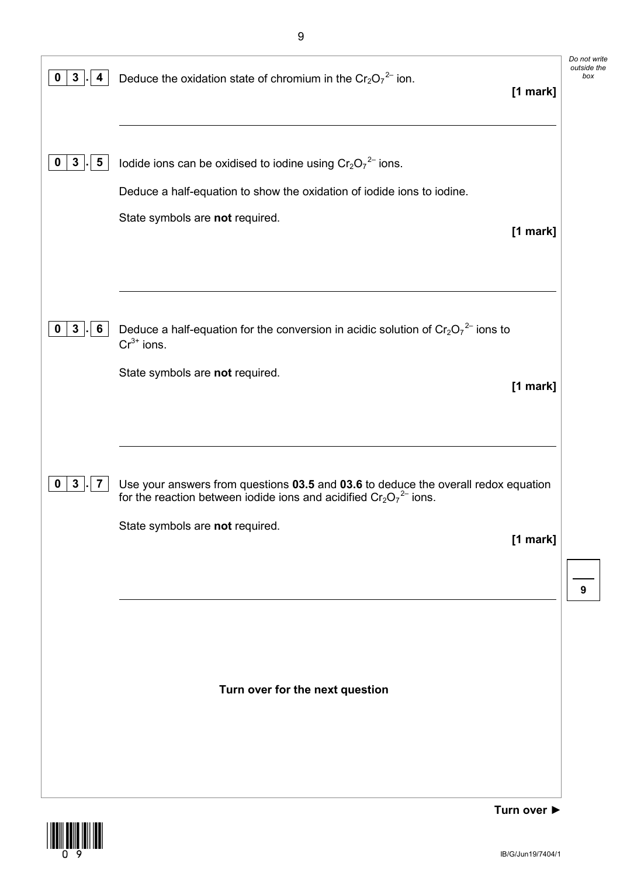**0 3 . 4** Deduce the oxidation state of chromium in the $Cr_2O_7^{2-}$ ion.

**[1 mark]**

_______________________________________________

**0 3 . 5** Iodide ions can be oxidised to iodine using $Cr_2O_7^{2-}$ ions.

Deduce a half-equation to show the oxidation of iodide ions to iodine.

State symbols are **not** required.

**[1 mark]**

_______________________________________________

**0 3 . 6** Deduce a half-equation for the conversion in acidic solution of $Cr_2O_7^{2-}$ ions to $Cr^{3+}$ ions.

State symbols are **not** required.

**[1 mark]**

_______________________________________________

**0 3 . 7** Use your answers from questions **03.5** and **03.6** to deduce the overall redox equation for the reaction between iodide ions and acidified $Cr_2O_7^{2-}$ ions.

State symbols are **not** required.

**[1 mark]**

_______________________________________________

**Turn over for the next question**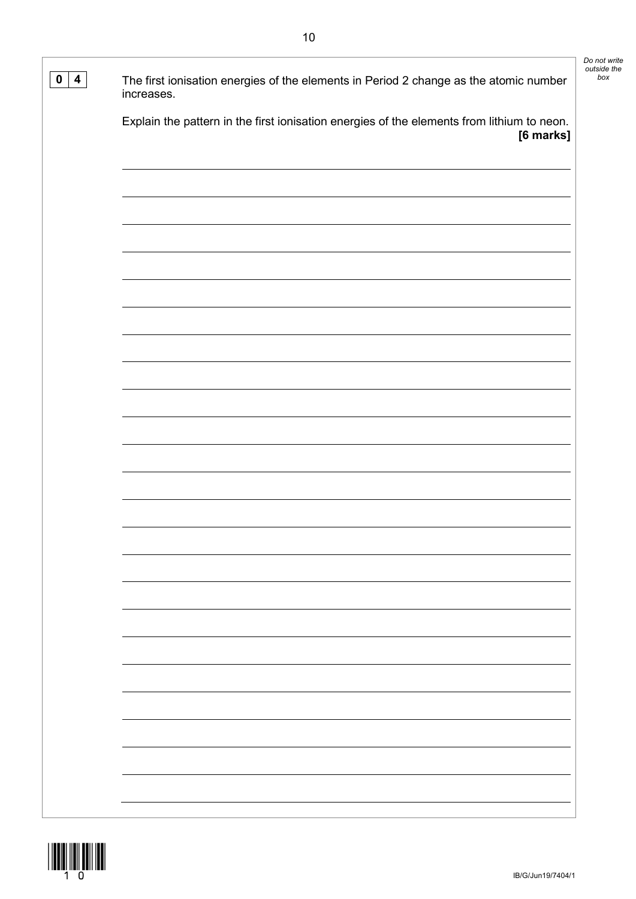**0 4** The first ionisation energies of the elements in Period 2 change as the atomic number increases.

Explain the pattern in the first ionisation energies of the elements from lithium to neon. **[6 marks]**

___________________________________________________________________________

___________________________________________________________________________

___________________________________________________________________________

___________________________________________________________________________

___________________________________________________________________________

___________________________________________________________________________

___________________________________________________________________________

___________________________________________________________________________

___________________________________________________________________________

___________________________________________________________________________

___________________________________________________________________________

___________________________________________________________________________

___________________________________________________________________________

___________________________________________________________________________

___________________________________________________________________________

___________________________________________________________________________

___________________________________________________________________________

___________________________________________________________________________

___________________________________________________________________________

___________________________________________________________________________

___________________________________________________________________________

___________________________________________________________________________

___________________________________________________________________________

___________________________________________________________________________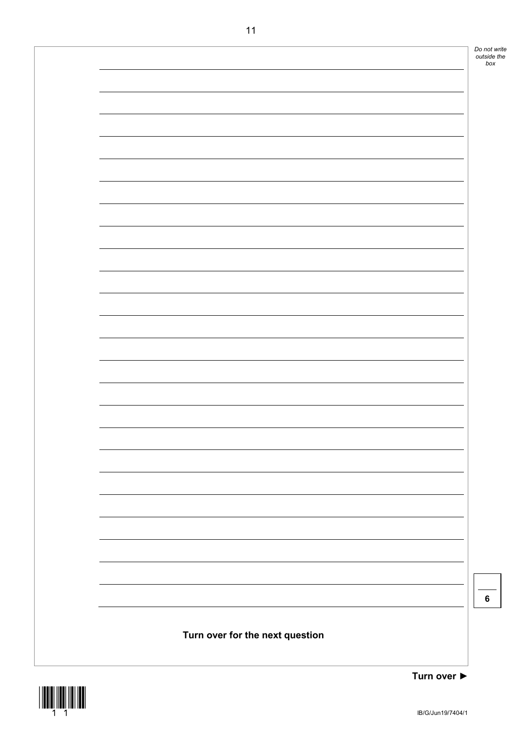Turn over for the next question

6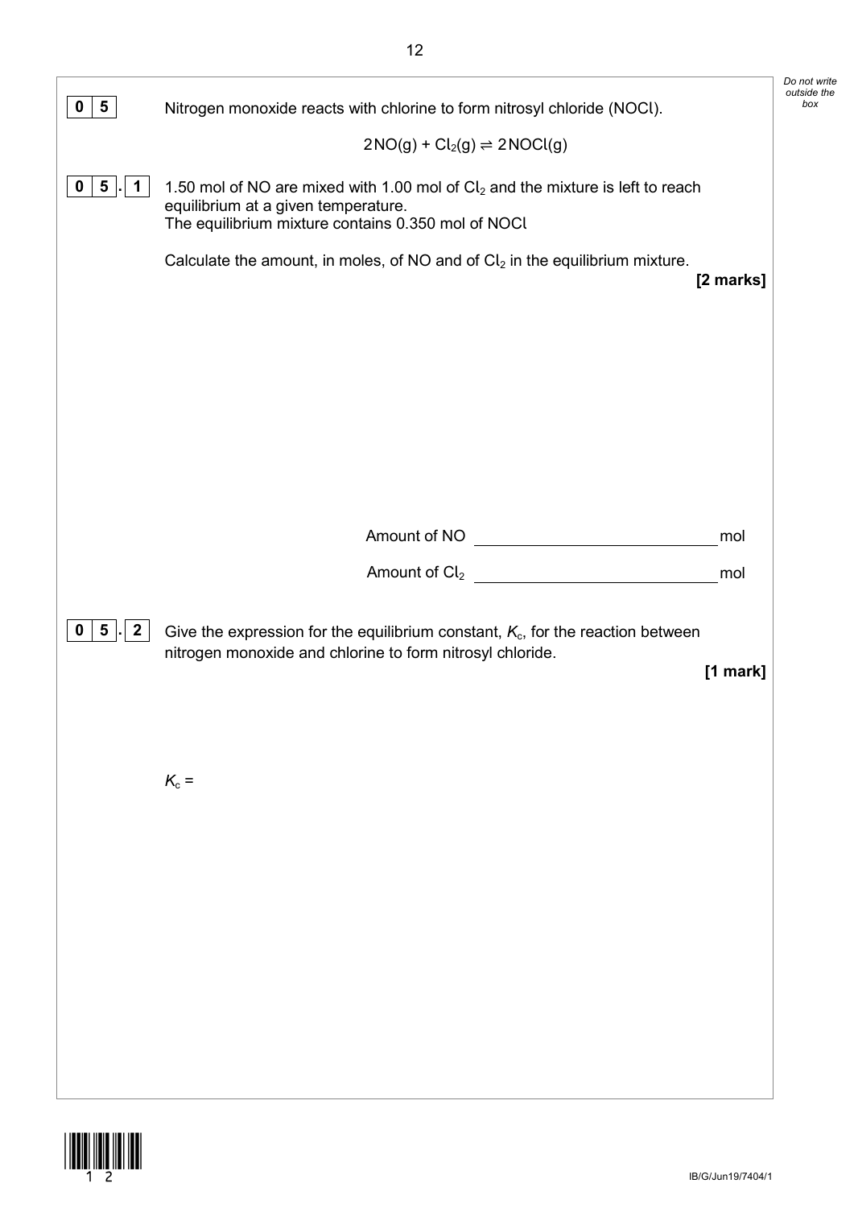**0 5** Nitrogen monoxide reacts with chlorine to form nitrosyl chloride (NOCl).

$$2NO(g) + Cl_2(g) \rightleftharpoons 2NOCl(g)$$

**0 5 . 1** 1.50 mol of NO are mixed with 1.00 mol of $Cl_2$ and the mixture is left to reach equilibrium at a given temperature.
The equilibrium mixture contains 0.350 mol of NOCl

Calculate the amount, in moles, of NO and of $Cl_2$ in the equilibrium mixture.

**[2 marks]**

Amount of NO ______________________ mol

Amount of $Cl_2$ ______________________ mol

**0 5 . 2** Give the expression for the equilibrium constant, $K_c$, for the reaction between nitrogen monoxide and chlorine to form nitrosyl chloride.

**[1 mark]**

$K_c$ =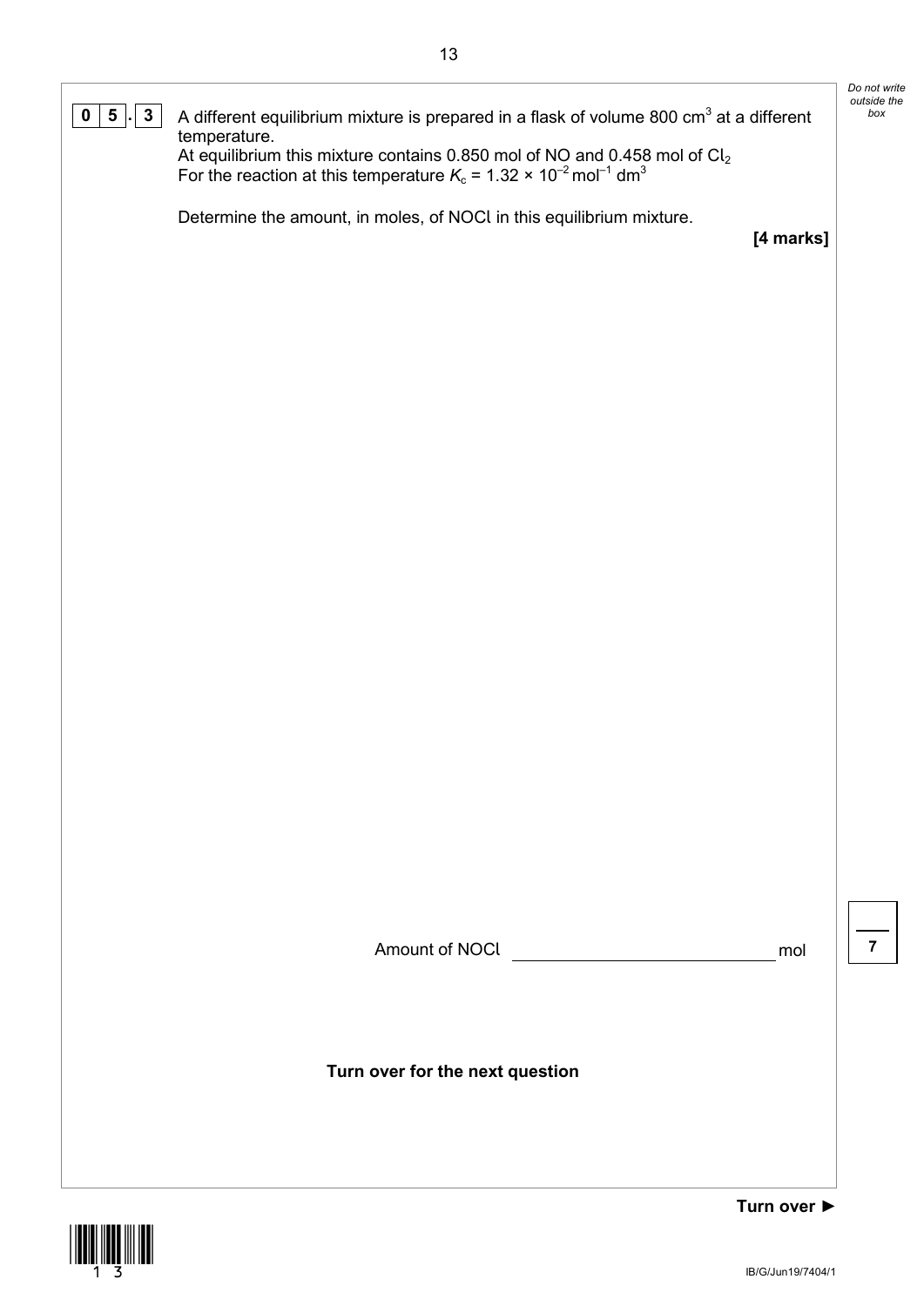**0 5 . 3** A different equilibrium mixture is prepared in a flask of volume 800 $cm^3$ at a different temperature.

At equilibrium this mixture contains 0.850 mol of NO and 0.458 mol of $Cl_2$

For the reaction at this temperature $K_c = 1.32 \times 10^{-2}\ mol^{-1}\ dm^3$

Determine the amount, in moles, of NOCl in this equilibrium mixture.

**[4 marks]**

Amount of NOCl ______________________ mol

**Turn over for the next question**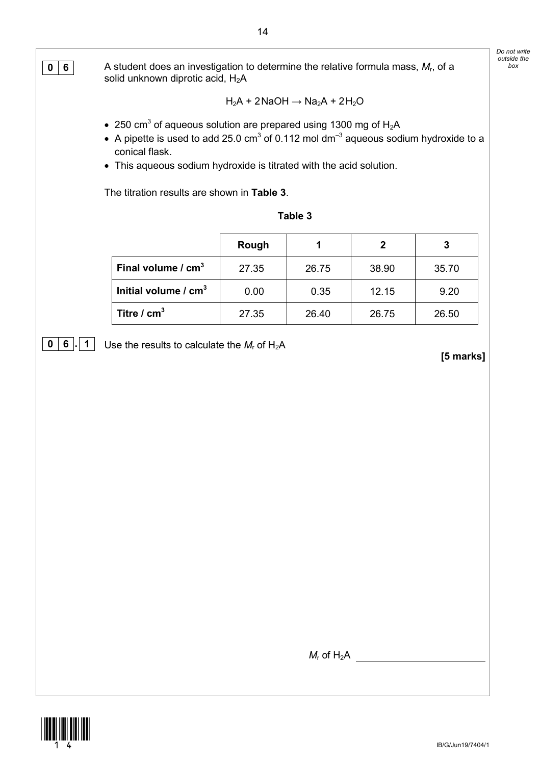**0 6** A student does an investigation to determine the relative formula mass, $M_r$, of a solid unknown diprotic acid, $H_2A$

$$H_2A + 2NaOH \rightarrow Na_2A + 2H_2O$$

- 250 $cm^3$ of aqueous solution are prepared using 1300 mg of $H_2A$
- A pipette is used to add 25.0 $cm^3$ of 0.112 mol $dm^{-3}$ aqueous sodium hydroxide to a conical flask.
- This aqueous sodium hydroxide is titrated with the acid solution.

The titration results are shown in **Table 3**.

**Table 3**

| | **Rough** | **1** | **2** | **3** |
|---|---|---|---|---|
| **Final volume / $cm^3$** | 27.35 | 26.75 | 38.90 | 35.70 |
| **Initial volume / $cm^3$** | 0.00 | 0.35 | 12.15 | 9.20 |
| **Titre / $cm^3$** | 27.35 | 26.40 | 26.75 | 26.50 |

**0 6 . 1** Use the results to calculate the $M_r$ of $H_2A$

**[5 marks]**

$M_r$ of $H_2A$ ____________________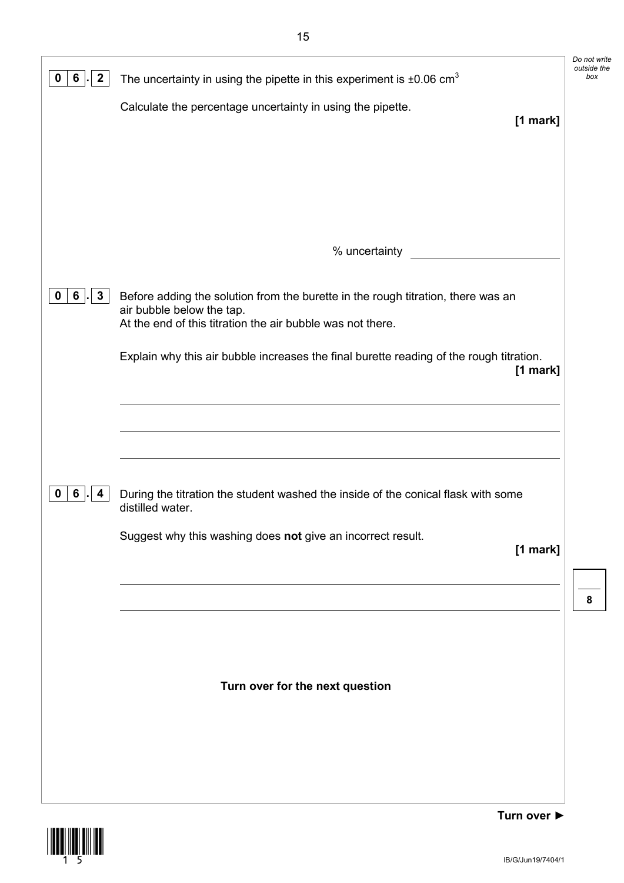**0 6 . 2** The uncertainty in using the pipette in this experiment is $\pm 0.06\ cm^3$

Calculate the percentage uncertainty in using the pipette.

**[1 mark]**

% uncertainty ______________________

**0 6 . 3** Before adding the solution from the burette in the rough titration, there was an air bubble below the tap.
At the end of this titration the air bubble was not there.

Explain why this air bubble increases the final burette reading of the rough titration.

**[1 mark]**

______________________________________________________________________

______________________________________________________________________

______________________________________________________________________

**0 6 . 4** During the titration the student washed the inside of the conical flask with some distilled water.

Suggest why this washing does **not** give an incorrect result.

**[1 mark]**

______________________________________________________________________

______________________________________________________________________

**Turn over for the next question**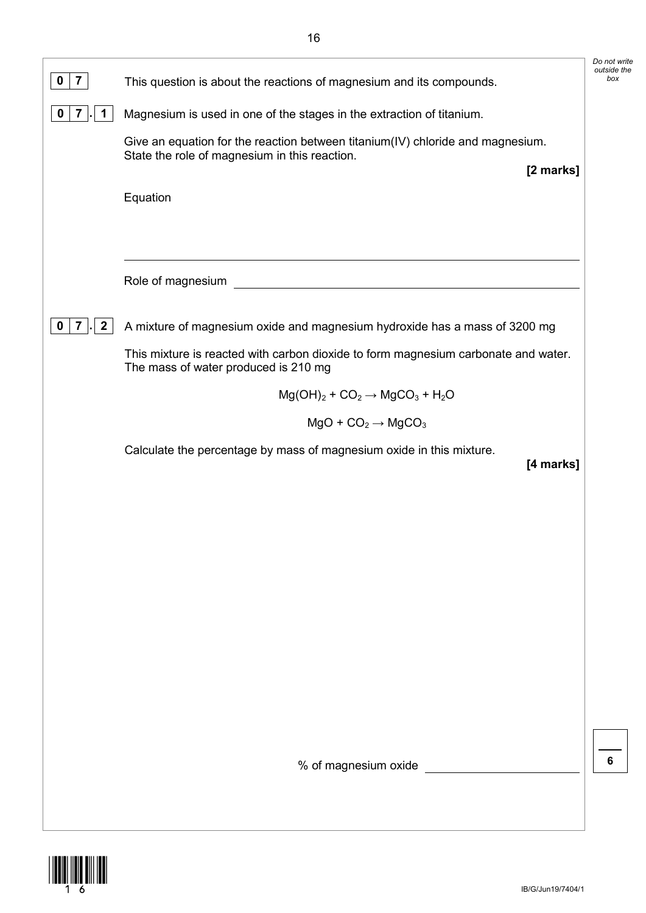**0 7** This question is about the reactions of magnesium and its compounds.

**0 7 . 1** Magnesium is used in one of the stages in the extraction of titanium.

Give an equation for the reaction between titanium(IV) chloride and magnesium.
State the role of magnesium in this reaction.

**[2 marks]**

Equation

Role of magnesium

**0 7 . 2** A mixture of magnesium oxide and magnesium hydroxide has a mass of 3200 mg

This mixture is reacted with carbon dioxide to form magnesium carbonate and water.
The mass of water produced is 210 mg

$$Mg(OH)_2 + CO_2 \rightarrow MgCO_3 + H_2O$$

$$MgO + CO_2 \rightarrow MgCO_3$$

Calculate the percentage by mass of magnesium oxide in this mixture.

**[4 marks]**

% of magnesium oxide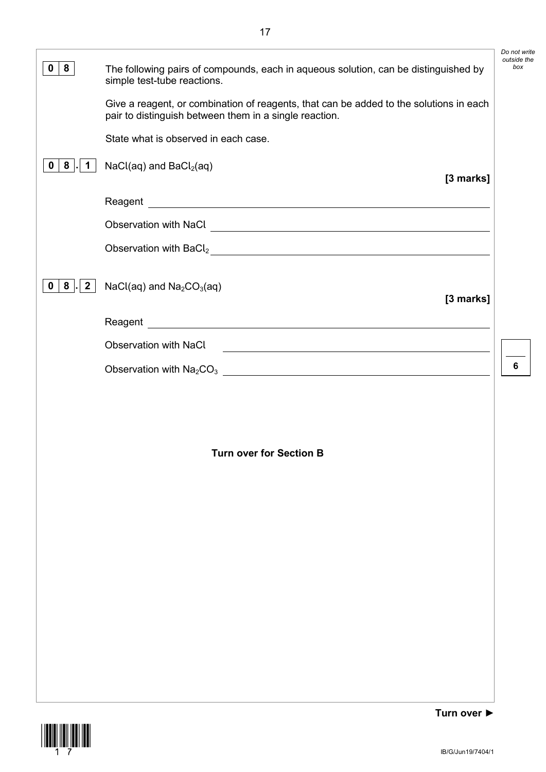**0 8** The following pairs of compounds, each in aqueous solution, can be distinguished by simple test-tube reactions.

Give a reagent, or combination of reagents, that can be added to the solutions in each pair to distinguish between them in a single reaction.

State what is observed in each case.

**0 8 . 1** $NaCl(aq)$ and $BaCl_2(aq)$

**[3 marks]**

Reagent ______________________________

Observation with NaCl ______________________________

Observation with $BaCl_2$ ______________________________

**0 8 . 2** $NaCl(aq)$ and $Na_2CO_3(aq)$

**[3 marks]**

Reagent ______________________________

Observation with NaCl ______________________________

Observation with $Na_2CO_3$ ______________________________

**Turn over for Section B**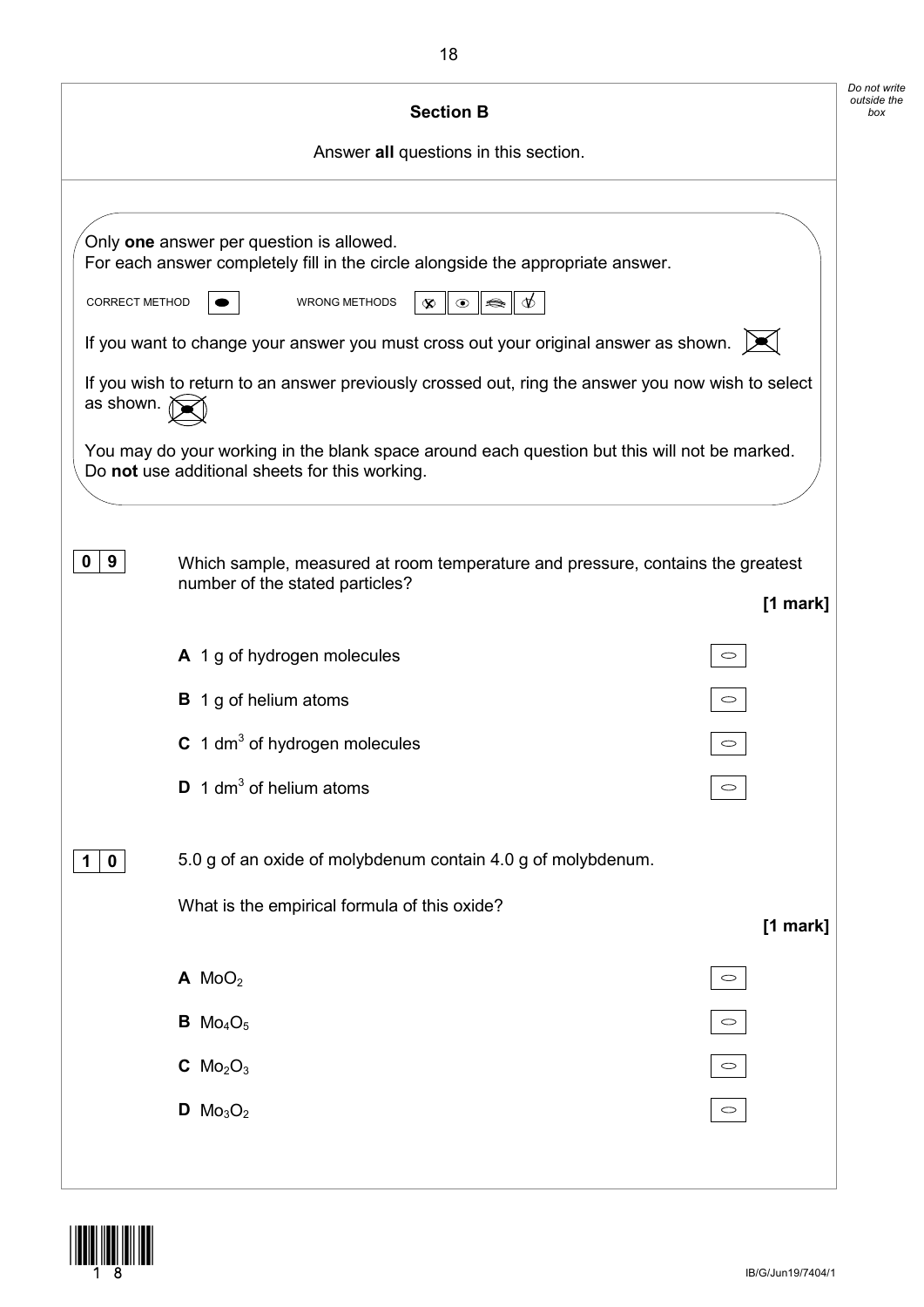## Section B

Answer **all** questions in this section.

Only **one** answer per question is allowed.
For each answer completely fill in the circle alongside the appropriate answer.

CORRECT METHOD ⬬ WRONG METHODS

If you want to change your answer you must cross out your original answer as shown.

If you wish to return to an answer previously crossed out, ring the answer you now wish to select as shown.

You may do your working in the blank space around each question but this will not be marked.
Do **not** use additional sheets for this working.

**0 9** Which sample, measured at room temperature and pressure, contains the greatest number of the stated particles?

**[1 mark]**

**A** 1 g of hydrogen molecules ○

**B** 1 g of helium atoms ○

**C** 1 $dm^3$ of hydrogen molecules ○

**D** 1 $dm^3$ of helium atoms ○

**1 0** 5.0 g of an oxide of molybdenum contain 4.0 g of molybdenum.

What is the empirical formula of this oxide?

**[1 mark]**

**A** $MoO_2$ ○

**B** $Mo_4O_5$ ○

**C** $Mo_2O_3$ ○

**D** $Mo_3O_2$ ○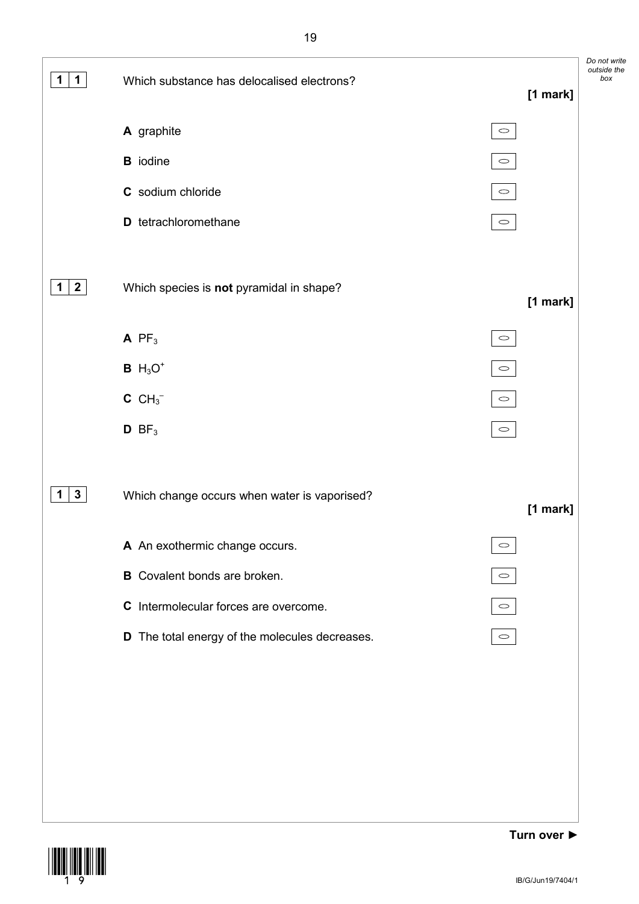**1 1** Which substance has delocalised electrons? **[1 mark]**

**A** graphite ◯

**B** iodine ◯

**C** sodium chloride ◯

**D** tetrachloromethane ◯

**1 2** Which species is **not** pyramidal in shape? **[1 mark]**

**A** $PF_3$ ◯

**B** $H_3O^+$ ◯

**C** $CH_3^-$ ◯

**D** $BF_3$ ◯

**1 3** Which change occurs when water is vaporised? **[1 mark]**

**A** An exothermic change occurs. ◯

**B** Covalent bonds are broken. ◯

**C** Intermolecular forces are overcome. ◯

**D** The total energy of the molecules decreases. ◯

**Turn over ►**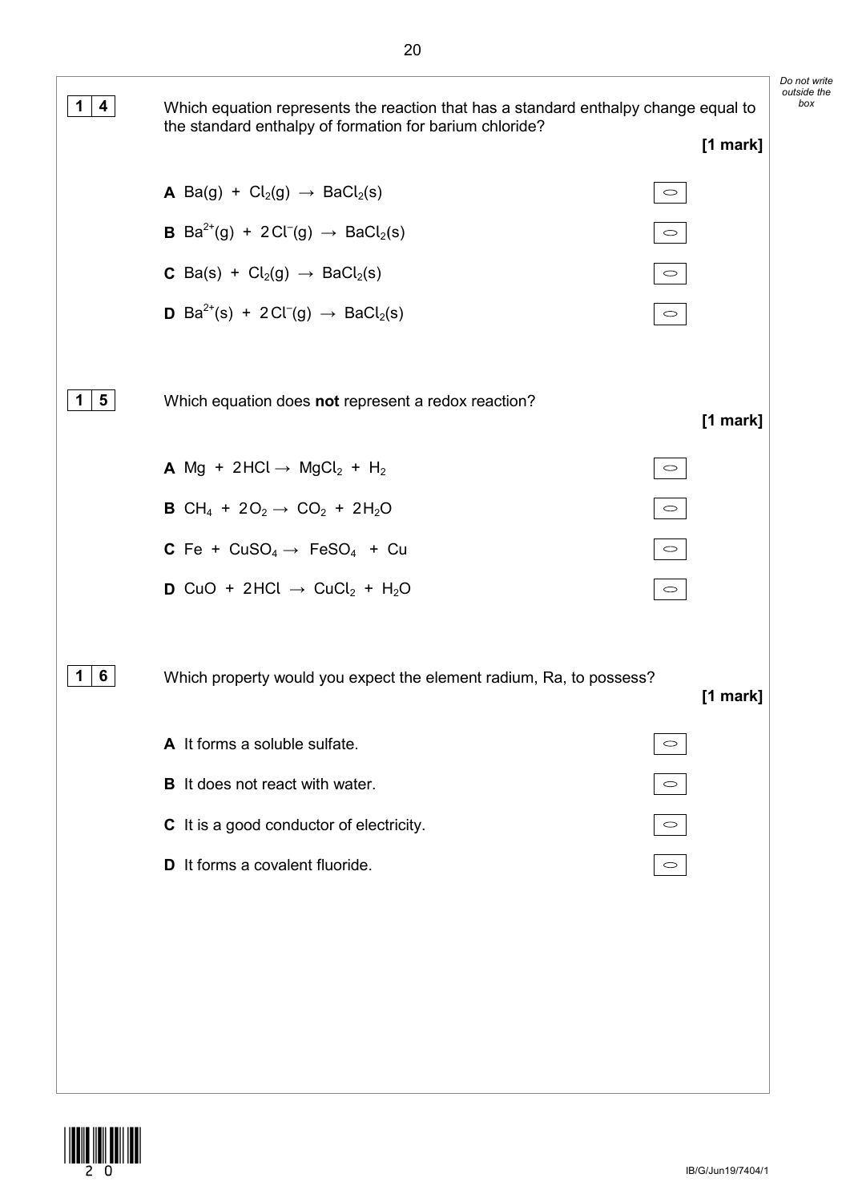**1 4** Which equation represents the reaction that has a standard enthalpy change equal to the standard enthalpy of formation for barium chloride?

**[1 mark]**

**A** $Ba(g) + Cl_2(g) \rightarrow BaCl_2(s)$

**B** $Ba^{2+}(g) + 2Cl^-(g) \rightarrow BaCl_2(s)$

**C** $Ba(s) + Cl_2(g) \rightarrow BaCl_2(s)$

**D** $Ba^{2+}(s) + 2Cl^-(g) \rightarrow BaCl_2(s)$

**1 5** Which equation does **not** represent a redox reaction?

**[1 mark]**

**A** $Mg + 2HCl \rightarrow MgCl_2 + H_2$

**B** $CH_4 + 2O_2 \rightarrow CO_2 + 2H_2O$

**C** $Fe + CuSO_4 \rightarrow FeSO_4 + Cu$

**D** $CuO + 2HCl \rightarrow CuCl_2 + H_2O$

**1 6** Which property would you expect the element radium, Ra, to possess?

**[1 mark]**

**A** It forms a soluble sulfate.

**B** It does not react with water.

**C** It is a good conductor of electricity.

**D** It forms a covalent fluoride.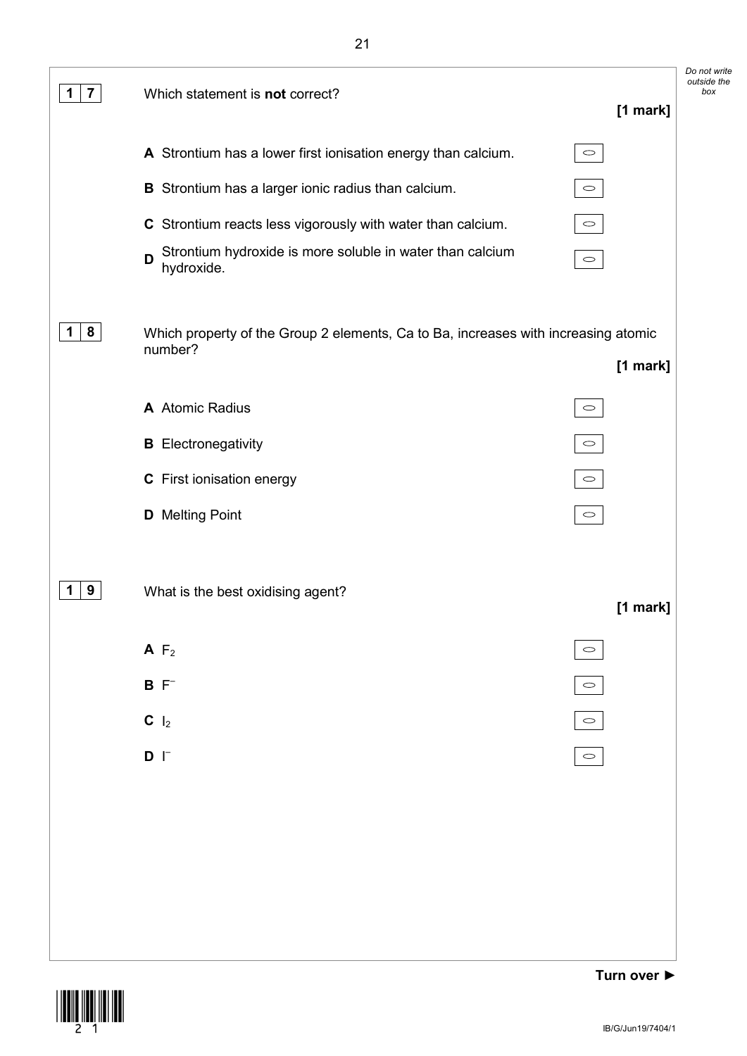**1 7** Which statement is **not** correct?

**[1 mark]**

**A** Strontium has a lower first ionisation energy than calcium.

**B** Strontium has a larger ionic radius than calcium.

**C** Strontium reacts less vigorously with water than calcium.

**D** Strontium hydroxide is more soluble in water than calcium hydroxide.

**1 8** Which property of the Group 2 elements, Ca to Ba, increases with increasing atomic number?

**[1 mark]**

**A** Atomic Radius

**B** Electronegativity

**C** First ionisation energy

**D** Melting Point

**1 9** What is the best oxidising agent?

**[1 mark]**

**A** $F_2$

**B** $F^-$

**C** $I_2$

**D** $I^-$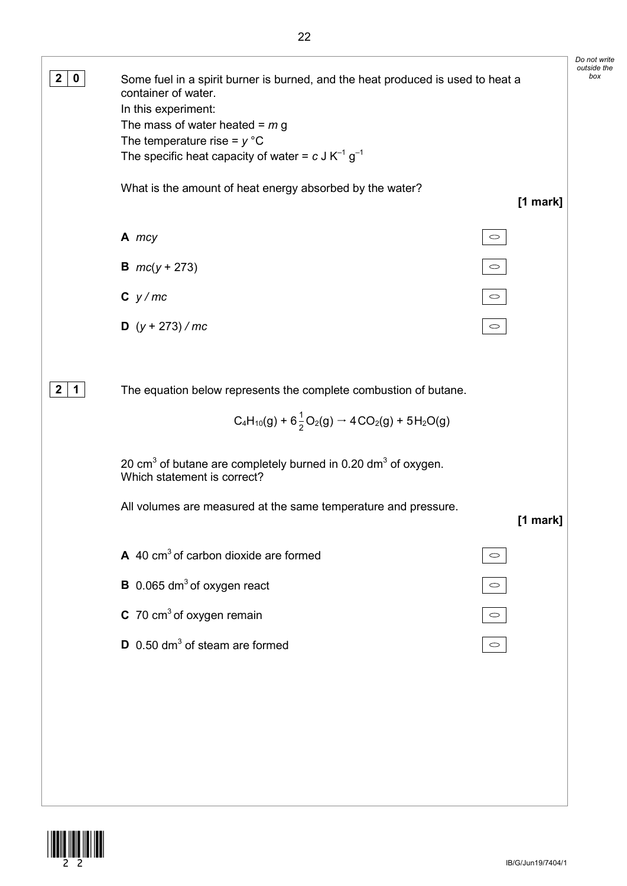**2 0** Some fuel in a spirit burner is burned, and the heat produced is used to heat a container of water.

In this experiment:

The mass of water heated = $m$ g

The temperature rise = $y$ °C

The specific heat capacity of water = $c$ J $K^{-1}$ $g^{-1}$

What is the amount of heat energy absorbed by the water?

**[1 mark]**

**A** $mcy$

**B** $mc(y + 273)$

**C** $y / mc$

**D** $(y + 273) / mc$

**2 1** The equation below represents the complete combustion of butane.

$$C_4H_{10}(g) + 6\frac{1}{2}O_2(g) \rightarrow 4CO_2(g) + 5H_2O(g)$$

20 $cm^3$ of butane are completely burned in 0.20 $dm^3$ of oxygen.
Which statement is correct?

All volumes are measured at the same temperature and pressure.

**[1 mark]**

**A** 40 $cm^3$ of carbon dioxide are formed

**B** 0.065 $dm^3$ of oxygen react

**C** 70 $cm^3$ of oxygen remain

**D** 0.50 $dm^3$ of steam are formed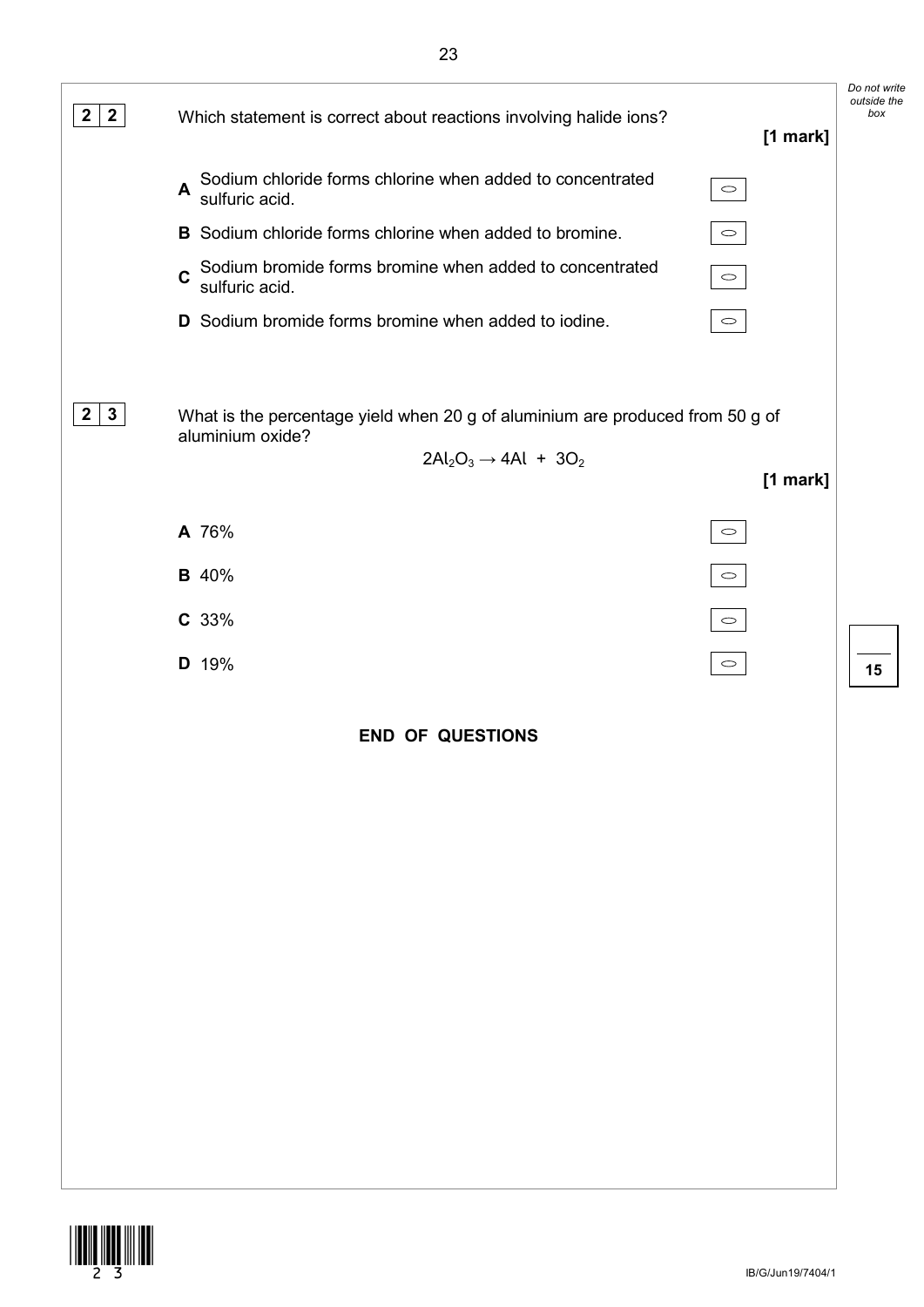**2 2** Which statement is correct about reactions involving halide ions?

**[1 mark]**

**A** Sodium chloride forms chlorine when added to concentrated sulfuric acid. ○

**B** Sodium chloride forms chlorine when added to bromine. ○

**C** Sodium bromide forms bromine when added to concentrated sulfuric acid. ○

**D** Sodium bromide forms bromine when added to iodine. ○

**2 3** What is the percentage yield when 20 g of aluminium are produced from 50 g of aluminium oxide?

$$2Al_2O_3 \rightarrow 4Al + 3O_2$$

**[1 mark]**

**A** 76% ○

**B** 40% ○

**C** 33% ○

**D** 19% ○

**END OF QUESTIONS**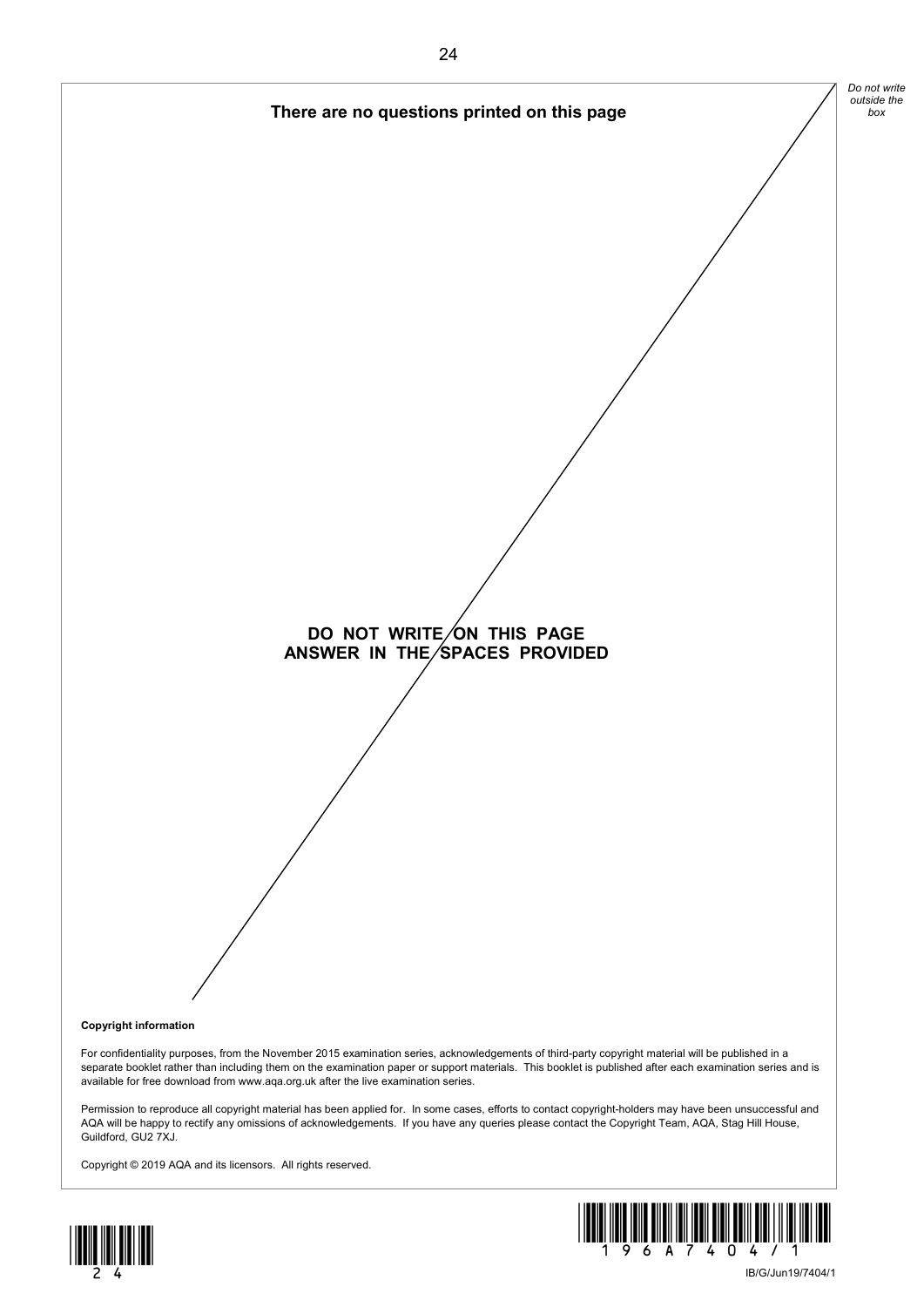**There are no questions printed on this page**

**DO NOT WRITE ON THIS PAGE**
**ANSWER IN THE SPACES PROVIDED**

**Copyright information**

For confidentiality purposes, from the November 2015 examination series, acknowledgements of third-party copyright material will be published in a separate booklet rather than including them on the examination paper or support materials. This booklet is published after each examination series and is available for free download from www.aqa.org.uk after the live examination series.

Permission to reproduce all copyright material has been applied for. In some cases, efforts to contact copyright-holders may have been unsuccessful and AQA will be happy to rectify any omissions of acknowledgements. If you have any queries please contact the Copyright Team, AQA, Stag Hill House, Guildford, GU2 7XJ.

Copyright © 2019 AQA and its licensors. All rights reserved.

IB/G/Jun19/7404/1